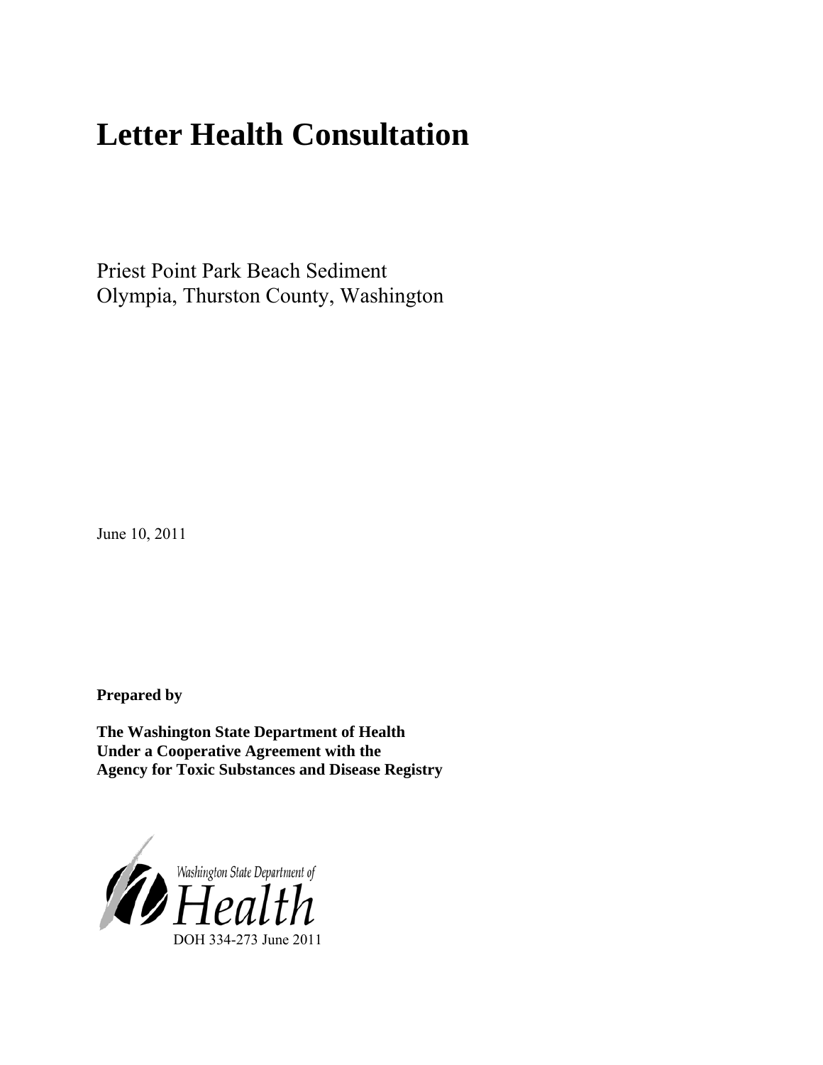# Letter Health Consultation

Priest Point Park Beach Sediment
Olympia, Thurston County, Washington

June 10, 2011

**Prepared by**

**The Washington State Department of Health**
**Under a Cooperative Agreement with the**
**Agency for Toxic Substances and Disease Registry**

Washington State Department of Health

DOH 334-273 June 2011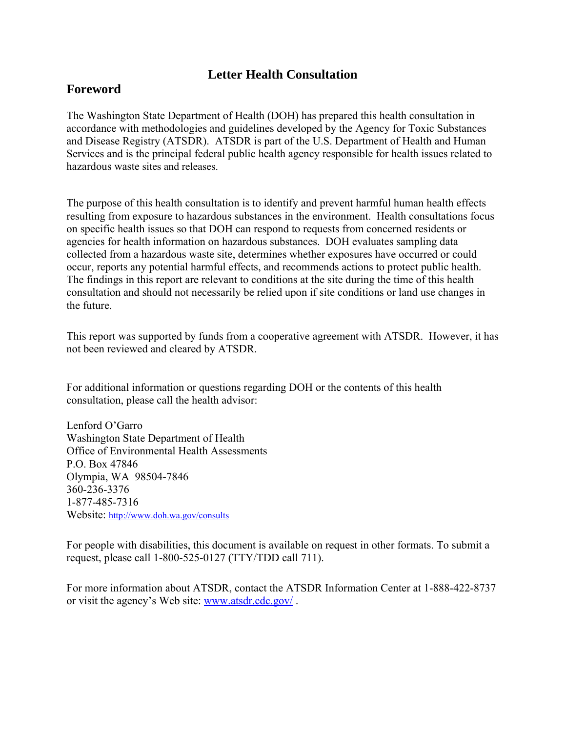# Letter Health Consultation

## Foreword

The Washington State Department of Health (DOH) has prepared this health consultation in accordance with methodologies and guidelines developed by the Agency for Toxic Substances and Disease Registry (ATSDR). ATSDR is part of the U.S. Department of Health and Human Services and is the principal federal public health agency responsible for health issues related to hazardous waste sites and releases.

The purpose of this health consultation is to identify and prevent harmful human health effects resulting from exposure to hazardous substances in the environment. Health consultations focus on specific health issues so that DOH can respond to requests from concerned residents or agencies for health information on hazardous substances. DOH evaluates sampling data collected from a hazardous waste site, determines whether exposures have occurred or could occur, reports any potential harmful effects, and recommends actions to protect public health. The findings in this report are relevant to conditions at the site during the time of this health consultation and should not necessarily be relied upon if site conditions or land use changes in the future.

This report was supported by funds from a cooperative agreement with ATSDR. However, it has not been reviewed and cleared by ATSDR.

For additional information or questions regarding DOH or the contents of this health consultation, please call the health advisor:

Lenford O'Garro
Washington State Department of Health
Office of Environmental Health Assessments
P.O. Box 47846
Olympia, WA 98504-7846
360-236-3376
1-877-485-7316
Website: http://www.doh.wa.gov/consults

For people with disabilities, this document is available on request in other formats. To submit a request, please call 1-800-525-0127 (TTY/TDD call 711).

For more information about ATSDR, contact the ATSDR Information Center at 1-888-422-8737 or visit the agency's Web site: www.atsdr.cdc.gov/ .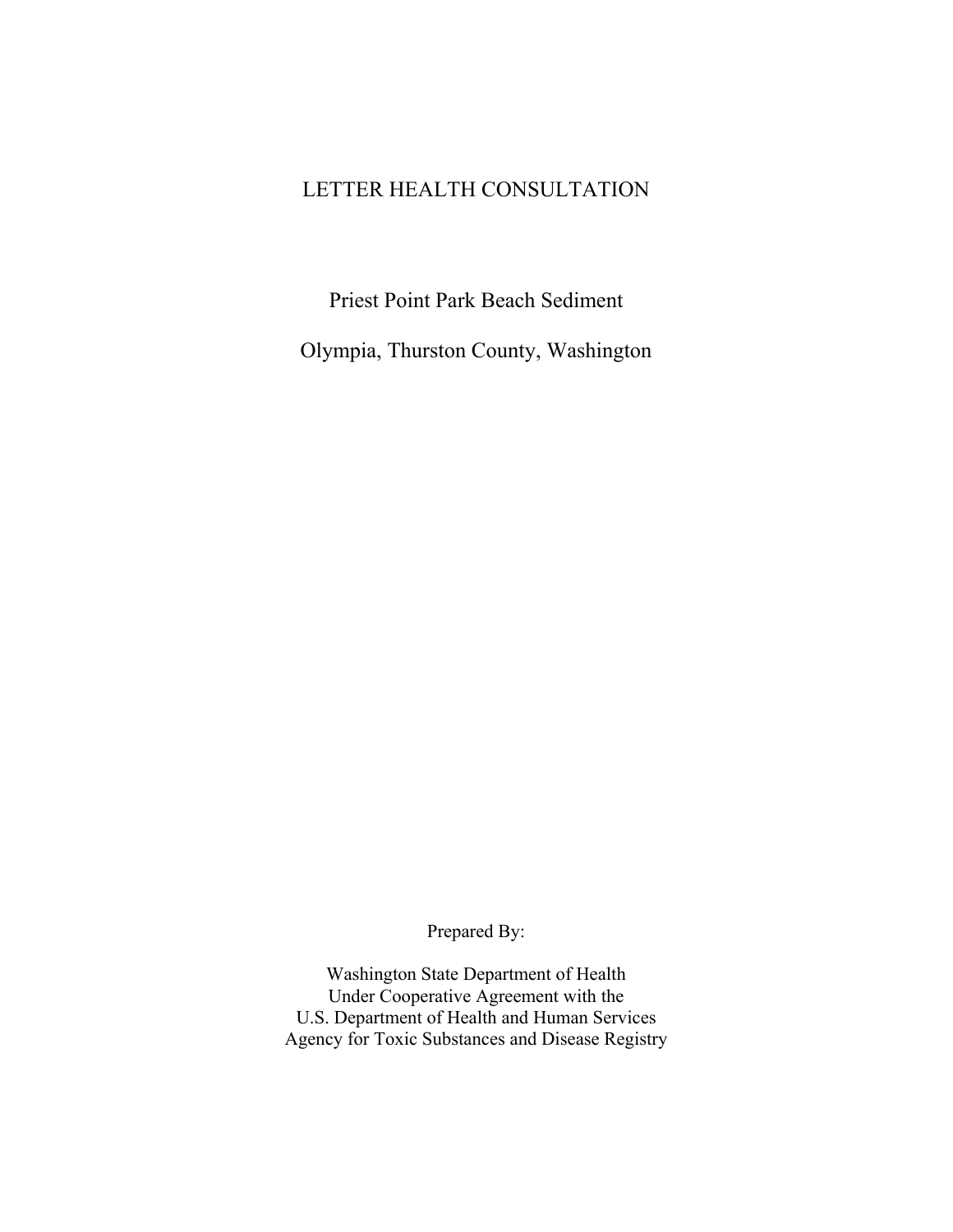# LETTER HEALTH CONSULTATION

## Priest Point Park Beach Sediment

## Olympia, Thurston County, Washington

Prepared By:

Washington State Department of Health
Under Cooperative Agreement with the
U.S. Department of Health and Human Services
Agency for Toxic Substances and Disease Registry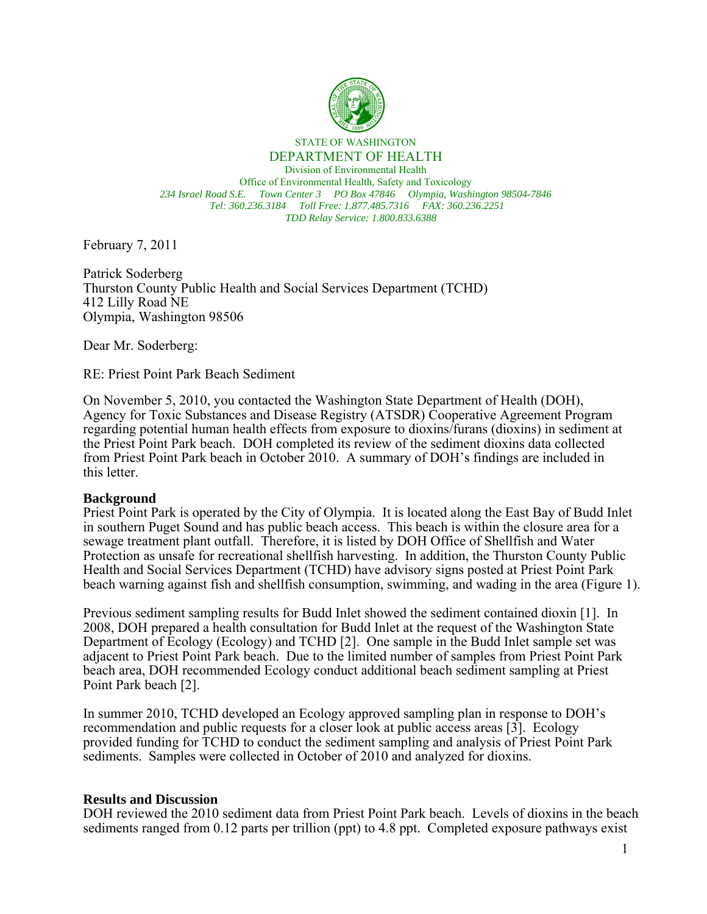STATE OF WASHINGTON

DEPARTMENT OF HEALTH

Division of Environmental Health

Office of Environmental Health, Safety and Toxicology

*234 Israel Road S.E. Town Center 3 PO Box 47846 Olympia, Washington 98504-7846*

*Tel: 360.236.3184 Toll Free: 1.877.485.7316 FAX: 360.236.2251*

*TDD Relay Service: 1.800.833.6388*

February 7, 2011

Patrick Soderberg
Thurston County Public Health and Social Services Department (TCHD)
412 Lilly Road NE
Olympia, Washington 98506

Dear Mr. Soderberg:

RE: Priest Point Park Beach Sediment

On November 5, 2010, you contacted the Washington State Department of Health (DOH), Agency for Toxic Substances and Disease Registry (ATSDR) Cooperative Agreement Program regarding potential human health effects from exposure to dioxins/furans (dioxins) in sediment at the Priest Point Park beach. DOH completed its review of the sediment dioxins data collected from Priest Point Park beach in October 2010. A summary of DOH's findings are included in this letter.

## Background

Priest Point Park is operated by the City of Olympia. It is located along the East Bay of Budd Inlet in southern Puget Sound and has public beach access. This beach is within the closure area for a sewage treatment plant outfall. Therefore, it is listed by DOH Office of Shellfish and Water Protection as unsafe for recreational shellfish harvesting. In addition, the Thurston County Public Health and Social Services Department (TCHD) have advisory signs posted at Priest Point Park beach warning against fish and shellfish consumption, swimming, and wading in the area (Figure 1).

Previous sediment sampling results for Budd Inlet showed the sediment contained dioxin [1]. In 2008, DOH prepared a health consultation for Budd Inlet at the request of the Washington State Department of Ecology (Ecology) and TCHD [2]. One sample in the Budd Inlet sample set was adjacent to Priest Point Park beach. Due to the limited number of samples from Priest Point Park beach area, DOH recommended Ecology conduct additional beach sediment sampling at Priest Point Park beach [2].

In summer 2010, TCHD developed an Ecology approved sampling plan in response to DOH's recommendation and public requests for a closer look at public access areas [3]. Ecology provided funding for TCHD to conduct the sediment sampling and analysis of Priest Point Park sediments. Samples were collected in October of 2010 and analyzed for dioxins.

## Results and Discussion

DOH reviewed the 2010 sediment data from Priest Point Park beach. Levels of dioxins in the beach sediments ranged from 0.12 parts per trillion (ppt) to 4.8 ppt. Completed exposure pathways exist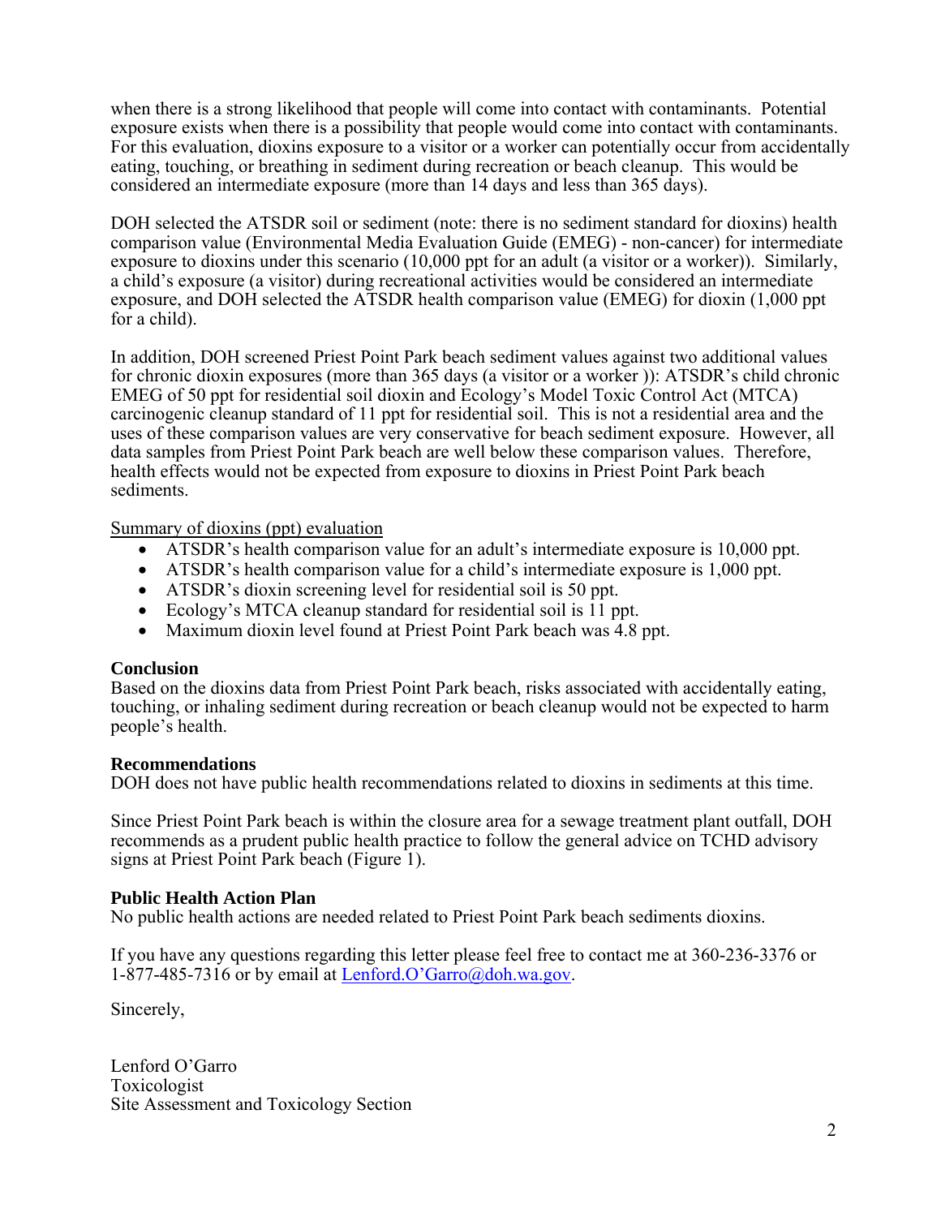when there is a strong likelihood that people will come into contact with contaminants. Potential exposure exists when there is a possibility that people would come into contact with contaminants. For this evaluation, dioxins exposure to a visitor or a worker can potentially occur from accidentally eating, touching, or breathing in sediment during recreation or beach cleanup. This would be considered an intermediate exposure (more than 14 days and less than 365 days).

DOH selected the ATSDR soil or sediment (note: there is no sediment standard for dioxins) health comparison value (Environmental Media Evaluation Guide (EMEG) - non-cancer) for intermediate exposure to dioxins under this scenario (10,000 ppt for an adult (a visitor or a worker)). Similarly, a child's exposure (a visitor) during recreational activities would be considered an intermediate exposure, and DOH selected the ATSDR health comparison value (EMEG) for dioxin (1,000 ppt for a child).

In addition, DOH screened Priest Point Park beach sediment values against two additional values for chronic dioxin exposures (more than 365 days (a visitor or a worker )): ATSDR's child chronic EMEG of 50 ppt for residential soil dioxin and Ecology's Model Toxic Control Act (MTCA) carcinogenic cleanup standard of 11 ppt for residential soil. This is not a residential area and the uses of these comparison values are very conservative for beach sediment exposure. However, all data samples from Priest Point Park beach are well below these comparison values. Therefore, health effects would not be expected from exposure to dioxins in Priest Point Park beach sediments.

<u>Summary of dioxins (ppt) evaluation</u>

- ATSDR's health comparison value for an adult's intermediate exposure is 10,000 ppt.
- ATSDR's health comparison value for a child's intermediate exposure is 1,000 ppt.
- ATSDR's dioxin screening level for residential soil is 50 ppt.
- Ecology's MTCA cleanup standard for residential soil is 11 ppt.
- Maximum dioxin level found at Priest Point Park beach was 4.8 ppt.

**Conclusion**

Based on the dioxins data from Priest Point Park beach, risks associated with accidentally eating, touching, or inhaling sediment during recreation or beach cleanup would not be expected to harm people's health.

**Recommendations**

DOH does not have public health recommendations related to dioxins in sediments at this time.

Since Priest Point Park beach is within the closure area for a sewage treatment plant outfall, DOH recommends as a prudent public health practice to follow the general advice on TCHD advisory signs at Priest Point Park beach (Figure 1).

**Public Health Action Plan**

No public health actions are needed related to Priest Point Park beach sediments dioxins.

If you have any questions regarding this letter please feel free to contact me at 360-236-3376 or 1-877-485-7316 or by email at Lenford.O'Garro@doh.wa.gov.

Sincerely,

Lenford O'Garro
Toxicologist
Site Assessment and Toxicology Section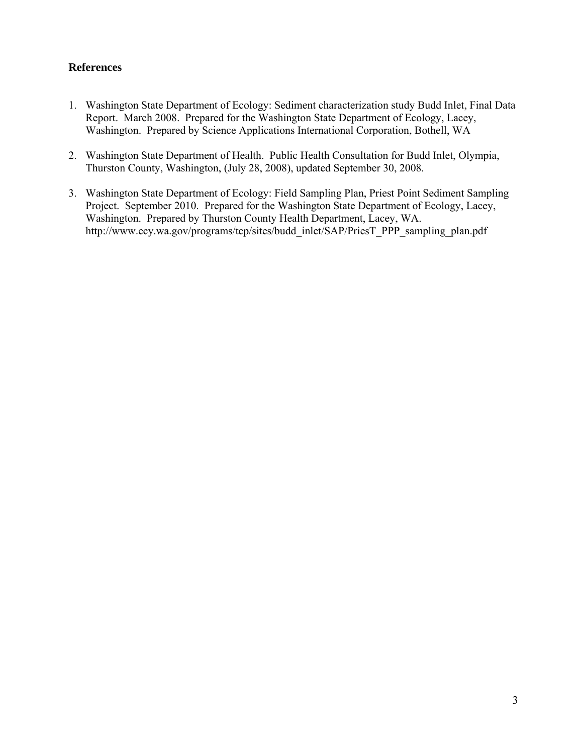## References

1. Washington State Department of Ecology: Sediment characterization study Budd Inlet, Final Data Report. March 2008. Prepared for the Washington State Department of Ecology, Lacey, Washington. Prepared by Science Applications International Corporation, Bothell, WA

2. Washington State Department of Health. Public Health Consultation for Budd Inlet, Olympia, Thurston County, Washington, (July 28, 2008), updated September 30, 2008.

3. Washington State Department of Ecology: Field Sampling Plan, Priest Point Sediment Sampling Project. September 2010. Prepared for the Washington State Department of Ecology, Lacey, Washington. Prepared by Thurston County Health Department, Lacey, WA. http://www.ecy.wa.gov/programs/tcp/sites/budd_inlet/SAP/PriesT_PPP_sampling_plan.pdf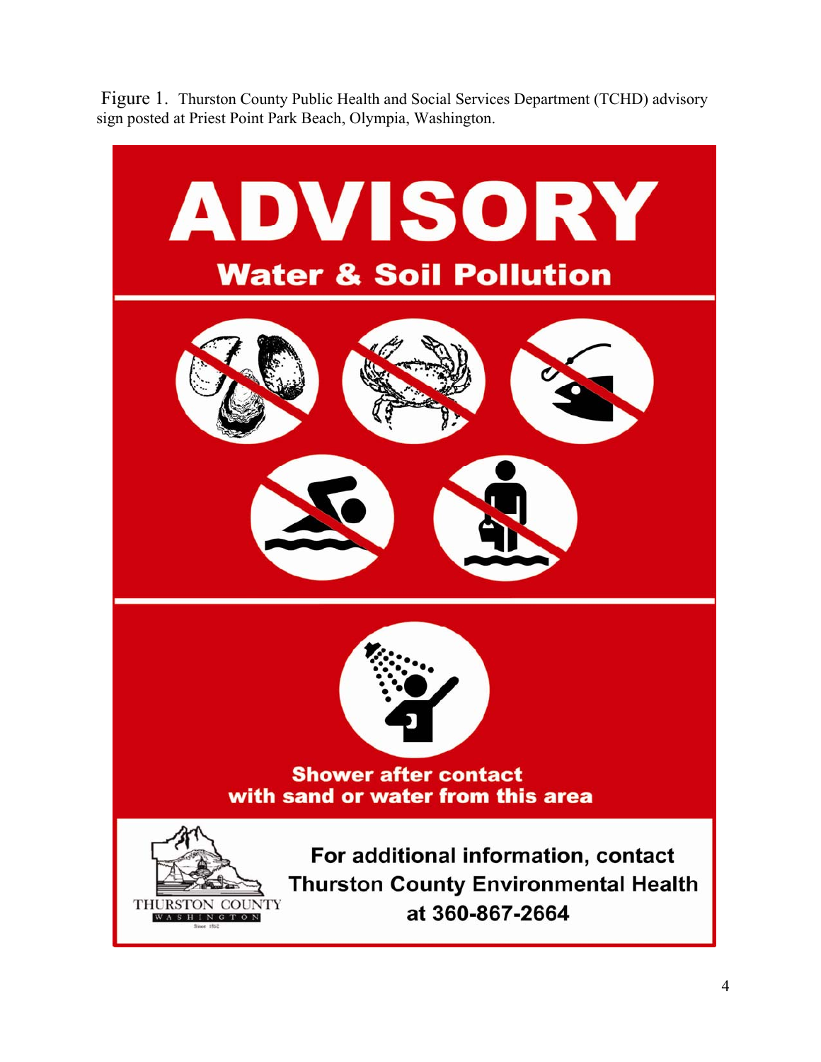Figure 1. Thurston County Public Health and Social Services Department (TCHD) advisory sign posted at Priest Point Park Beach, Olympia, Washington.

# ADVISORY

## Water & Soil Pollution

**Shower after contact with sand or water from this area**

THURSTON COUNTY
WASHINGTON

**For additional information, contact Thurston County Environmental Health at 360-867-2664**